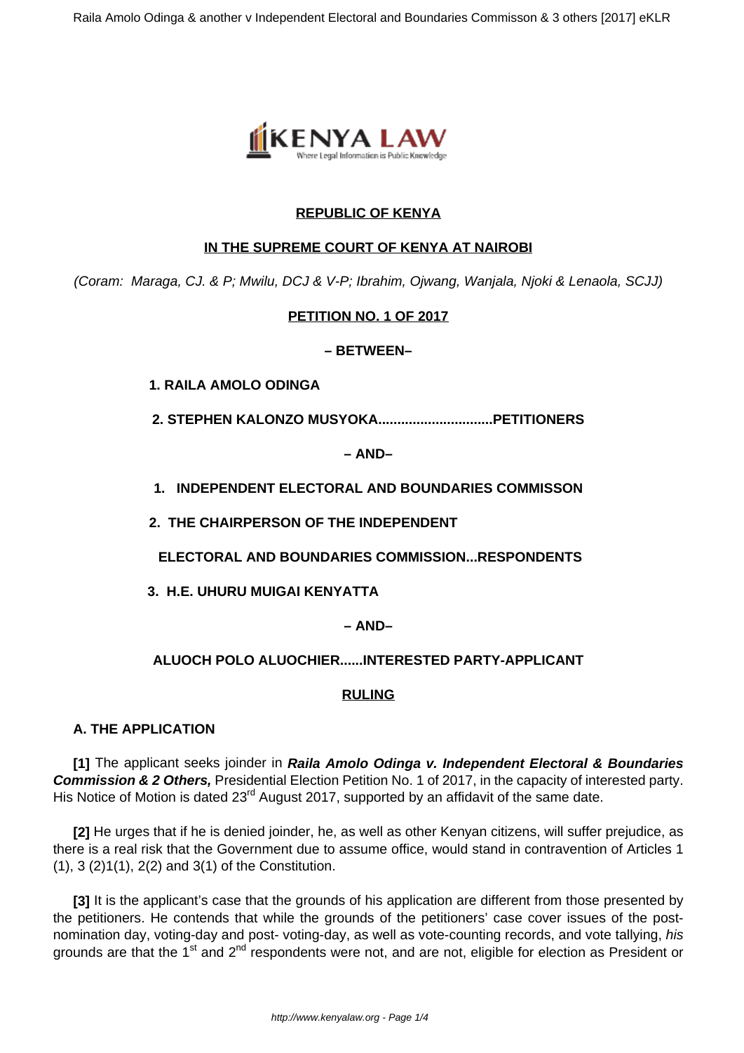**REPUBLIC OF KENYA**

**IN THE SUPREME COURT OF KENYA AT NAIROBI**

*(Coram: Maraga, CJ. & P; Mwilu, DCJ & V-P; Ibrahim, Ojwang, Wanjala, Njoki & Lenaola, SCJJ)*

**PETITION NO. 1 OF 2017**

**– BETWEEN–**

**1. RAILA AMOLO ODINGA**

**2. STEPHEN KALONZO MUSYOKA..............................PETITIONERS**

**– AND–**

**1. INDEPENDENT ELECTORAL AND BOUNDARIES COMMISSON**

**2. THE CHAIRPERSON OF THE INDEPENDENT**

**ELECTORAL AND BOUNDARIES COMMISSION...RESPONDENTS**

**3. H.E. UHURU MUIGAI KENYATTA**

**– AND–**

**ALUOCH POLO ALUOCHIER......INTERESTED PARTY-APPLICANT**

**RULING**

## A. THE APPLICATION

**[1]** The applicant seeks joinder in ***Raila Amolo Odinga v. Independent Electoral & Boundaries Commission & 2 Others,*** Presidential Election Petition No. 1 of 2017, in the capacity of interested party. His Notice of Motion is dated 23rd August 2017, supported by an affidavit of the same date.

**[2]** He urges that if he is denied joinder, he, as well as other Kenyan citizens, will suffer prejudice, as there is a real risk that the Government due to assume office, would stand in contravention of Articles 1 (1), 3 (2)1(1), 2(2) and 3(1) of the Constitution.

**[3]** It is the applicant's case that the grounds of his application are different from those presented by the petitioners. He contends that while the grounds of the petitioners' case cover issues of the post-nomination day, voting-day and post- voting-day, as well as vote-counting records, and vote tallying, *his* grounds are that the 1st and 2nd respondents were not, and are not, eligible for election as President or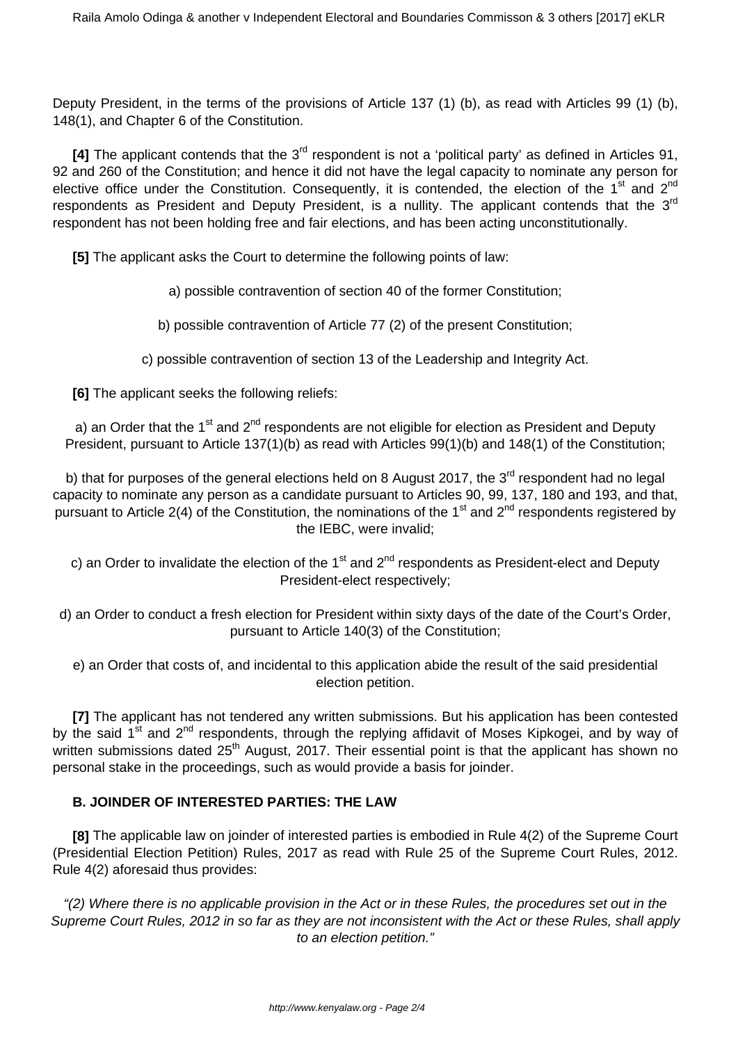Deputy President, in the terms of the provisions of Article 137 (1) (b), as read with Articles 99 (1) (b), 148(1), and Chapter 6 of the Constitution.

**[4]** The applicant contends that the 3rd respondent is not a 'political party' as defined in Articles 91, 92 and 260 of the Constitution; and hence it did not have the legal capacity to nominate any person for elective office under the Constitution. Consequently, it is contended, the election of the 1st and 2nd respondents as President and Deputy President, is a nullity. The applicant contends that the 3rd respondent has not been holding free and fair elections, and has been acting unconstitutionally.

**[5]** The applicant asks the Court to determine the following points of law:

a) possible contravention of section 40 of the former Constitution;

b) possible contravention of Article 77 (2) of the present Constitution;

c) possible contravention of section 13 of the Leadership and Integrity Act.

**[6]** The applicant seeks the following reliefs:

a) an Order that the 1st and 2nd respondents are not eligible for election as President and Deputy President, pursuant to Article 137(1)(b) as read with Articles 99(1)(b) and 148(1) of the Constitution;

b) that for purposes of the general elections held on 8 August 2017, the 3rd respondent had no legal capacity to nominate any person as a candidate pursuant to Articles 90, 99, 137, 180 and 193, and that, pursuant to Article 2(4) of the Constitution, the nominations of the 1st and 2nd respondents registered by the IEBC, were invalid;

c) an Order to invalidate the election of the 1st and 2nd respondents as President-elect and Deputy President-elect respectively;

d) an Order to conduct a fresh election for President within sixty days of the date of the Court's Order, pursuant to Article 140(3) of the Constitution;

e) an Order that costs of, and incidental to this application abide the result of the said presidential election petition.

**[7]** The applicant has not tendered any written submissions. But his application has been contested by the said 1st and 2nd respondents, through the replying affidavit of Moses Kipkogei, and by way of written submissions dated 25th August, 2017. Their essential point is that the applicant has shown no personal stake in the proceedings, such as would provide a basis for joinder.

### B. JOINDER OF INTERESTED PARTIES: THE LAW

**[8]** The applicable law on joinder of interested parties is embodied in Rule 4(2) of the Supreme Court (Presidential Election Petition) Rules, 2017 as read with Rule 25 of the Supreme Court Rules, 2012. Rule 4(2) aforesaid thus provides:

*"(2) Where there is no applicable provision in the Act or in these Rules, the procedures set out in the Supreme Court Rules, 2012 in so far as they are not inconsistent with the Act or these Rules, shall apply to an election petition."*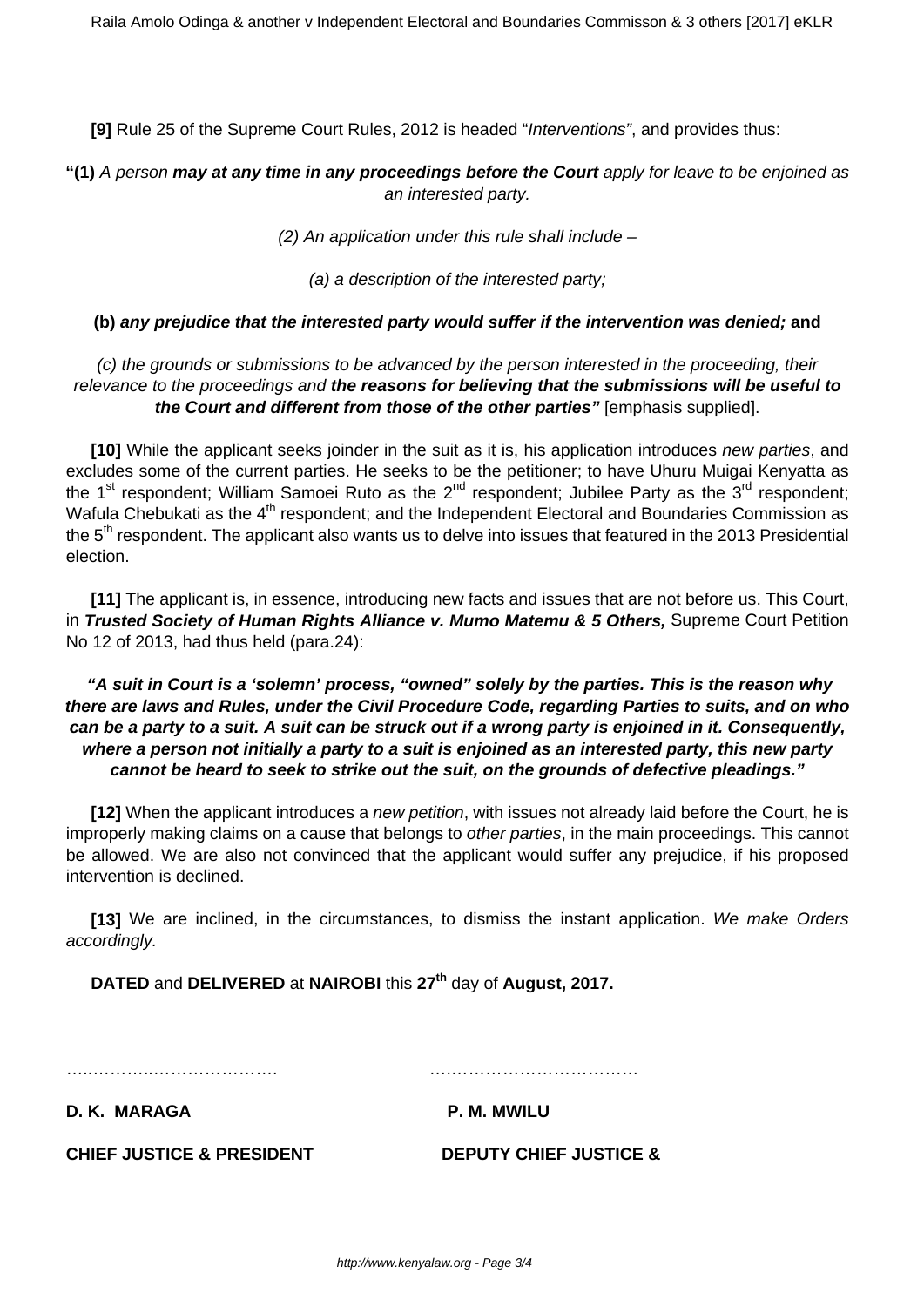**[9]** Rule 25 of the Supreme Court Rules, 2012 is headed "*Interventions*", and provides thus:

**"(1)** *A person* ***may at any time in any proceedings before the Court*** *apply for leave to be enjoined as an interested party.*

*(2) An application under this rule shall include –*

*(a) a description of the interested party;*

**(b)** ***any prejudice that the interested party would suffer if the intervention was denied;*** **and**

*(c) the grounds or submissions to be advanced by the person interested in the proceeding, their relevance to the proceedings and* ***the reasons for believing that the submissions will be useful to the Court and different from those of the other parties"*** [emphasis supplied].

**[10]** While the applicant seeks joinder in the suit as it is, his application introduces *new parties*, and excludes some of the current parties. He seeks to be the petitioner; to have Uhuru Muigai Kenyatta as the 1st respondent; William Samoei Ruto as the 2nd respondent; Jubilee Party as the 3rd respondent; Wafula Chebukati as the 4th respondent; and the Independent Electoral and Boundaries Commission as the 5th respondent. The applicant also wants us to delve into issues that featured in the 2013 Presidential election.

**[11]** The applicant is, in essence, introducing new facts and issues that are not before us. This Court, in ***Trusted Society of Human Rights Alliance v. Mumo Matemu & 5 Others,*** Supreme Court Petition No 12 of 2013, had thus held (para.24):

***"A suit in Court is a 'solemn' process, "owned" solely by the parties. This is the reason why there are laws and Rules, under the Civil Procedure Code, regarding Parties to suits, and on who can be a party to a suit. A suit can be struck out if a wrong party is enjoined in it. Consequently, where a person not initially a party to a suit is enjoined as an interested party, this new party cannot be heard to seek to strike out the suit, on the grounds of defective pleadings."***

**[12]** When the applicant introduces a *new petition*, with issues not already laid before the Court, he is improperly making claims on a cause that belongs to *other parties*, in the main proceedings. This cannot be allowed. We are also not convinced that the applicant would suffer any prejudice, if his proposed intervention is declined.

**[13]** We are inclined, in the circumstances, to dismiss the instant application. *We make Orders accordingly.*

**DATED** and **DELIVERED** at **NAIROBI** this **27th** day of **August, 2017.**

……………..………………… ………………………………

**D. K. MARAGA** **P. M. MWILU**

**CHIEF JUSTICE & PRESIDENT** **DEPUTY CHIEF JUSTICE &**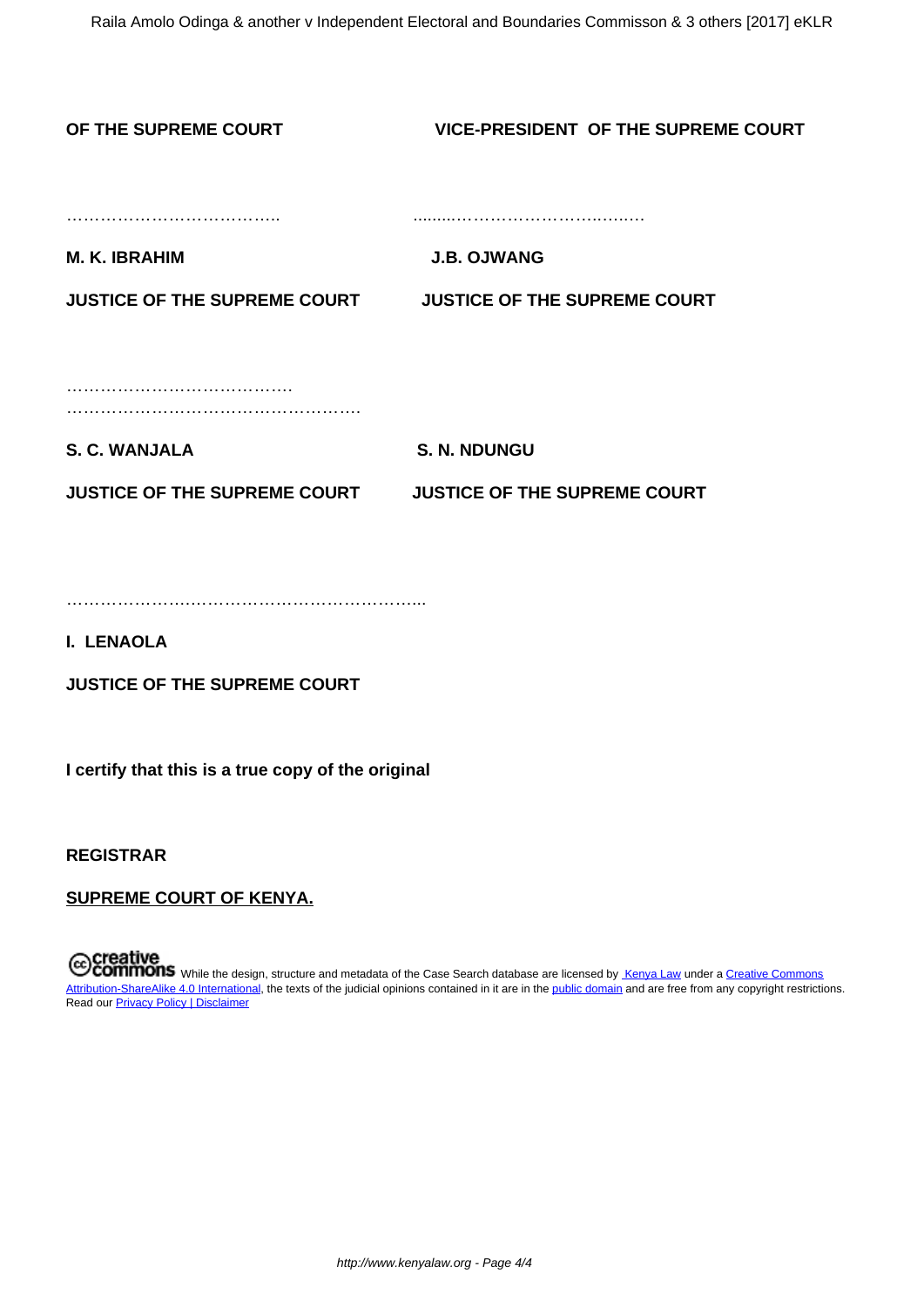**OF THE SUPREME COURT** **VICE-PRESIDENT OF THE SUPREME COURT**

………………………………..   ........……………………….……

**M. K. IBRAHIM** **J.B. OJWANG**

**JUSTICE OF THE SUPREME COURT** **JUSTICE OF THE SUPREME COURT**

………………………………….

…………………………………………….

**S. C. WANJALA** **S. N. NDUNGU**

**JUSTICE OF THE SUPREME COURT** **JUSTICE OF THE SUPREME COURT**

………………………………………………………..

**I. LENAOLA**

**JUSTICE OF THE SUPREME COURT**

**I certify that this is a true copy of the original**

**REGISTRAR**

**SUPREME COURT OF KENYA.**

While the design, structure and metadata of the Case Search database are licensed by Kenya Law under a Creative Commons Attribution-ShareAlike 4.0 International, the texts of the judicial opinions contained in it are in the public domain and are free from any copyright restrictions. Read our Privacy Policy | Disclaimer